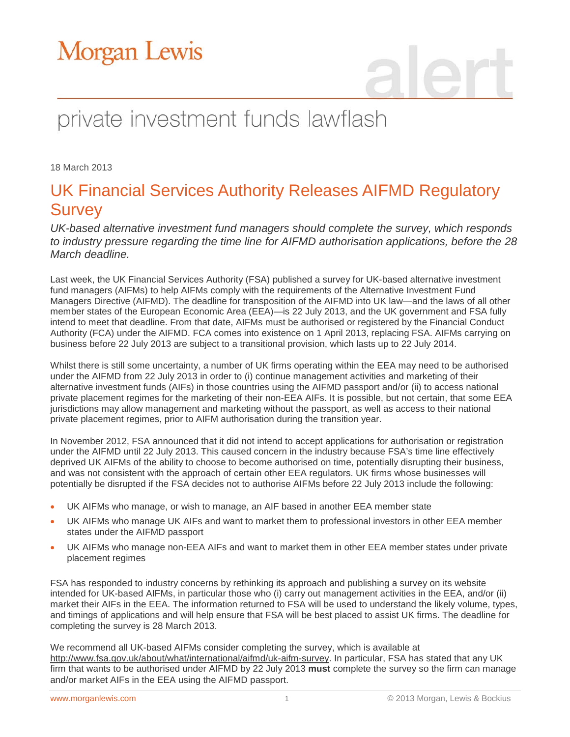Morgan Lewis

alert

private investment funds lawflash

18 March 2013

# UK Financial Services Authority Releases AIFMD Regulatory Survey

*UK-based alternative investment fund managers should complete the survey, which responds to industry pressure regarding the time line for AIFMD authorisation applications, before the 28 March deadline.*

Last week, the UK Financial Services Authority (FSA) published a survey for UK-based alternative investment fund managers (AIFMs) to help AIFMs comply with the requirements of the Alternative Investment Fund Managers Directive (AIFMD). The deadline for transposition of the AIFMD into UK law—and the laws of all other member states of the European Economic Area (EEA)—is 22 July 2013, and the UK government and FSA fully intend to meet that deadline. From that date, AIFMs must be authorised or registered by the Financial Conduct Authority (FCA) under the AIFMD. FCA comes into existence on 1 April 2013, replacing FSA. AIFMs carrying on business before 22 July 2013 are subject to a transitional provision, which lasts up to 22 July 2014.

Whilst there is still some uncertainty, a number of UK firms operating within the EEA may need to be authorised under the AIFMD from 22 July 2013 in order to (i) continue management activities and marketing of their alternative investment funds (AIFs) in those countries using the AIFMD passport and/or (ii) to access national private placement regimes for the marketing of their non-EEA AIFs. It is possible, but not certain, that some EEA jurisdictions may allow management and marketing without the passport, as well as access to their national private placement regimes, prior to AIFM authorisation during the transition year.

In November 2012, FSA announced that it did not intend to accept applications for authorisation or registration under the AIFMD until 22 July 2013. This caused concern in the industry because FSA's time line effectively deprived UK AIFMs of the ability to choose to become authorised on time, potentially disrupting their business, and was not consistent with the approach of certain other EEA regulators. UK firms whose businesses will potentially be disrupted if the FSA decides not to authorise AIFMs before 22 July 2013 include the following:

- UK AIFMs who manage, or wish to manage, an AIF based in another EEA member state
- UK AIFMs who manage UK AIFs and want to market them to professional investors in other EEA member states under the AIFMD passport
- UK AIFMs who manage non-EEA AIFs and want to market them in other EEA member states under private placement regimes

FSA has responded to industry concerns by rethinking its approach and publishing a survey on its website intended for UK-based AIFMs, in particular those who (i) carry out management activities in the EEA, and/or (ii) market their AIFs in the EEA. The information returned to FSA will be used to understand the likely volume, types, and timings of applications and will help ensure that FSA will be best placed to assist UK firms. The deadline for completing the survey is 28 March 2013.

We recommend all UK-based AIFMs consider completing the survey, which is available at http://www.fsa.gov.uk/about/what/international/aifmd/uk-aifm-survey. In particular, FSA has stated that any UK firm that wants to be authorised under AIFMD by 22 July 2013 **must** complete the survey so the firm can manage and/or market AIFs in the EEA using the AIFMD passport.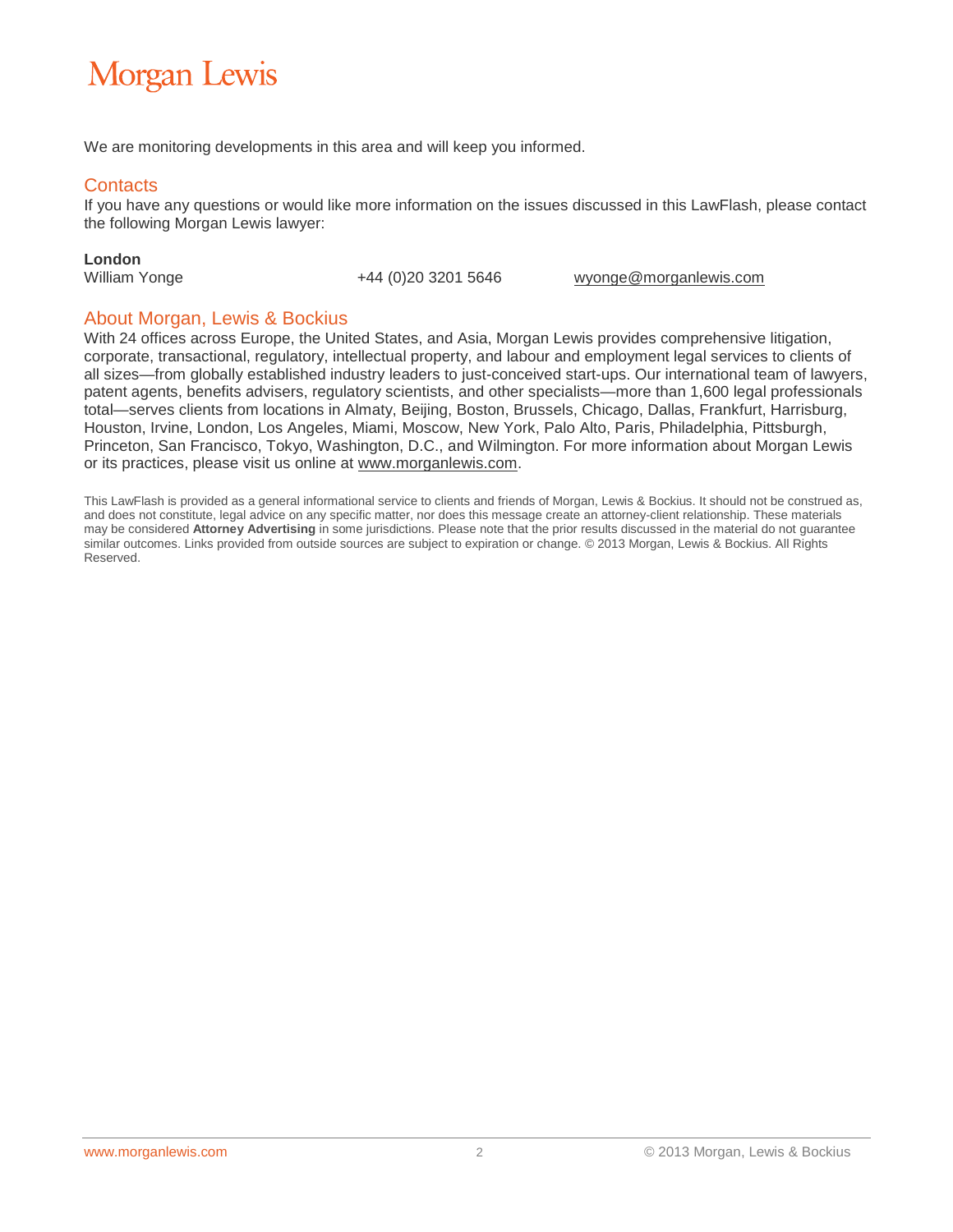We are monitoring developments in this area and will keep you informed.

## Contacts

If you have any questions or would like more information on the issues discussed in this LawFlash, please contact the following Morgan Lewis lawyer:

**London**

| | | |
|---|---|---|
| William Yonge | +44 (0)20 3201 5646 | wyonge@morganlewis.com |

## About Morgan, Lewis & Bockius

With 24 offices across Europe, the United States, and Asia, Morgan Lewis provides comprehensive litigation, corporate, transactional, regulatory, intellectual property, and labour and employment legal services to clients of all sizes—from globally established industry leaders to just-conceived start-ups. Our international team of lawyers, patent agents, benefits advisers, regulatory scientists, and other specialists—more than 1,600 legal professionals total—serves clients from locations in Almaty, Beijing, Boston, Brussels, Chicago, Dallas, Frankfurt, Harrisburg, Houston, Irvine, London, Los Angeles, Miami, Moscow, New York, Palo Alto, Paris, Philadelphia, Pittsburgh, Princeton, San Francisco, Tokyo, Washington, D.C., and Wilmington. For more information about Morgan Lewis or its practices, please visit us online at www.morganlewis.com.

This LawFlash is provided as a general informational service to clients and friends of Morgan, Lewis & Bockius. It should not be construed as, and does not constitute, legal advice on any specific matter, nor does this message create an attorney-client relationship. These materials may be considered **Attorney Advertising** in some jurisdictions. Please note that the prior results discussed in the material do not guarantee similar outcomes. Links provided from outside sources are subject to expiration or change. © 2013 Morgan, Lewis & Bockius. All Rights Reserved.